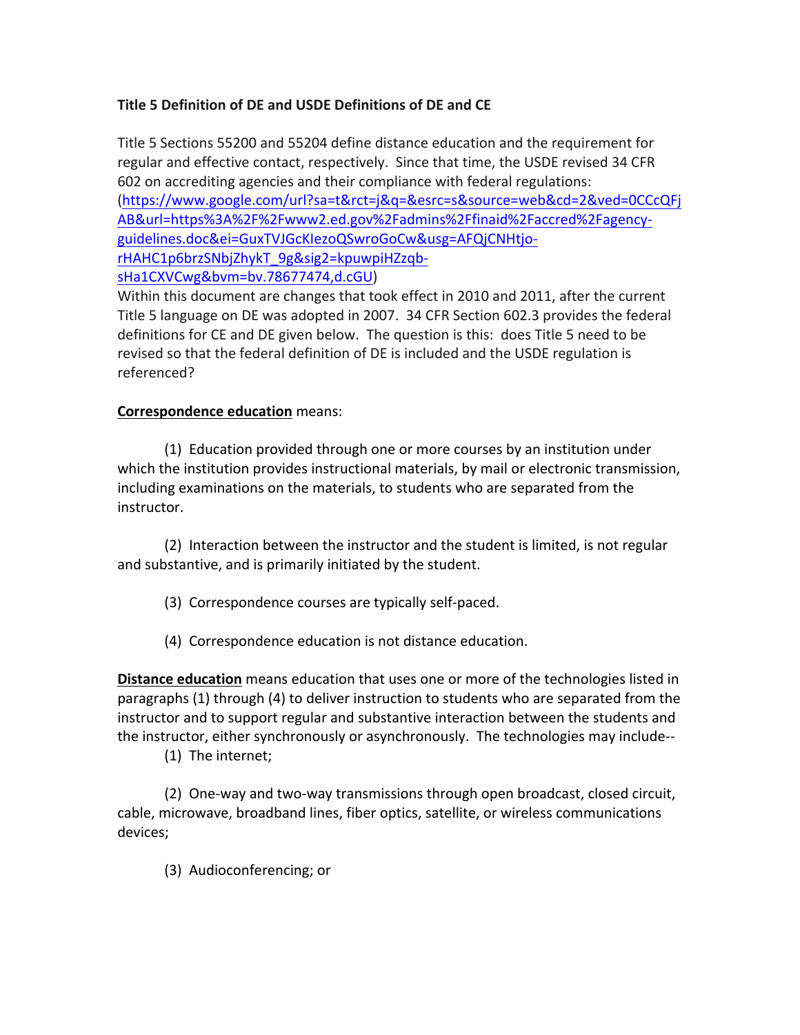**Title 5 Definition of DE and USDE Definitions of DE and CE**

Title 5 Sections 55200 and 55204 define distance education and the requirement for regular and effective contact, respectively. Since that time, the USDE revised 34 CFR 602 on accrediting agencies and their compliance with federal regulations: ([https://www.google.com/url?sa=t&rct=j&q=&esrc=s&source=web&cd=2&ved=0CCcQFjAB&url=https%3A%2F%2Fwww2.ed.gov%2Fadmins%2Ffinaid%2Faccred%2Fagency-guidelines.doc&ei=GuxTVJGcKIezoQSwroGoCw&usg=AFQjCNHtjo-rHAHC1p6brzSNbjZhykT_9g&sig2=kpuwpiHZzqb-sHa1CXVCwg&bvm=bv.78677474,d.cGU](https://www.google.com/url?sa=t&rct=j&q=&esrc=s&source=web&cd=2&ved=0CCcQFjAB&url=https%3A%2F%2Fwww2.ed.gov%2Fadmins%2Ffinaid%2Faccred%2Fagency-guidelines.doc&ei=GuxTVJGcKIezoQSwroGoCw&usg=AFQjCNHtjo-rHAHC1p6brzSNbjZhykT_9g&sig2=kpuwpiHZzqb-sHa1CXVCwg&bvm=bv.78677474,d.cGU))

Within this document are changes that took effect in 2010 and 2011, after the current Title 5 language on DE was adopted in 2007. 34 CFR Section 602.3 provides the federal definitions for CE and DE given below. The question is this: does Title 5 need to be revised so that the federal definition of DE is included and the USDE regulation is referenced?

**<u>Correspondence education</u>** means:

(1) Education provided through one or more courses by an institution under which the institution provides instructional materials, by mail or electronic transmission, including examinations on the materials, to students who are separated from the instructor.

(2) Interaction between the instructor and the student is limited, is not regular and substantive, and is primarily initiated by the student.

(3) Correspondence courses are typically self-paced.

(4) Correspondence education is not distance education.

**<u>Distance education</u>** means education that uses one or more of the technologies listed in paragraphs (1) through (4) to deliver instruction to students who are separated from the instructor and to support regular and substantive interaction between the students and the instructor, either synchronously or asynchronously. The technologies may include--

(1) The internet;

(2) One-way and two-way transmissions through open broadcast, closed circuit, cable, microwave, broadband lines, fiber optics, satellite, or wireless communications devices;

(3) Audioconferencing; or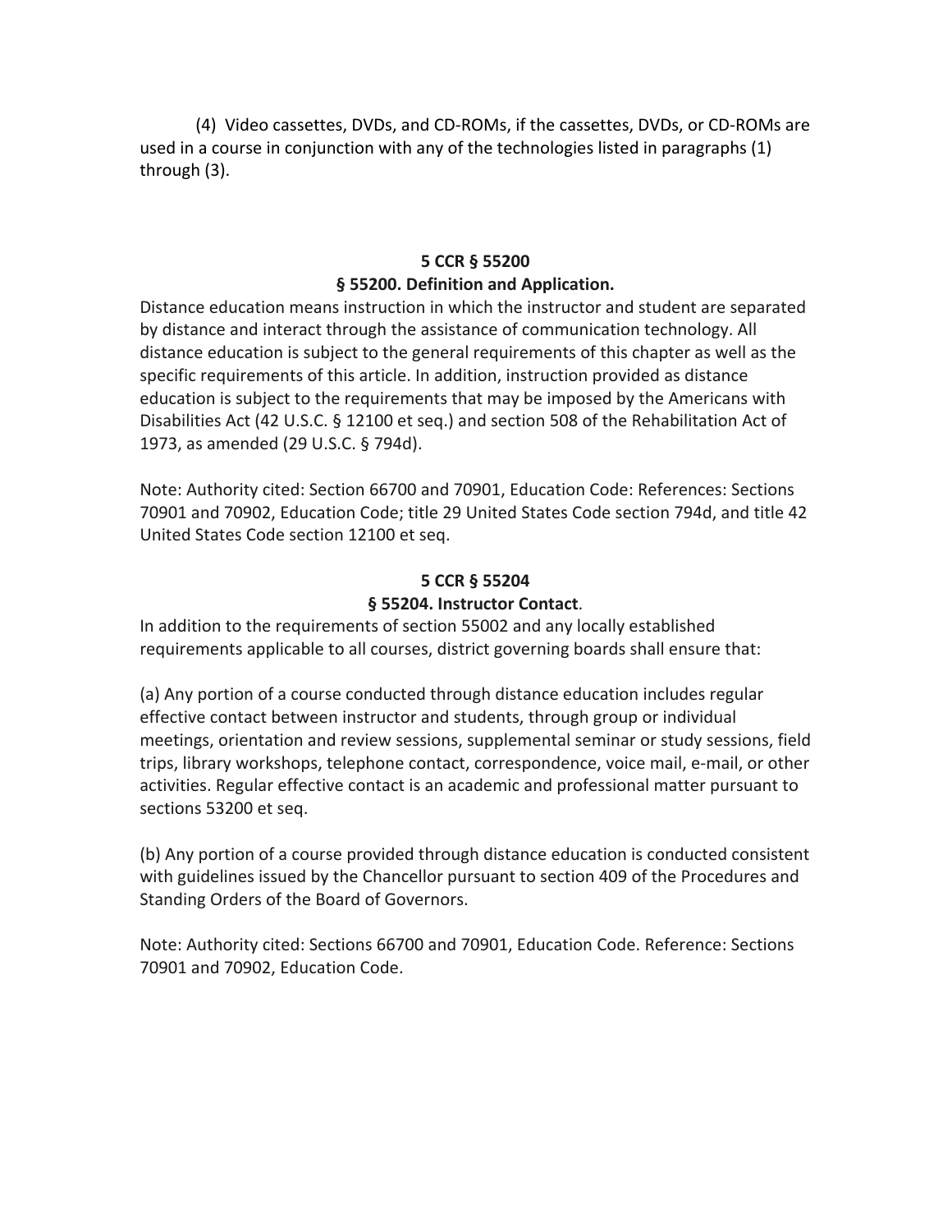(4) Video cassettes, DVDs, and CD-ROMs, if the cassettes, DVDs, or CD-ROMs are used in a course in conjunction with any of the technologies listed in paragraphs (1) through (3).

**5 CCR § 55200**

**§ 55200. Definition and Application.**

Distance education means instruction in which the instructor and student are separated by distance and interact through the assistance of communication technology. All distance education is subject to the general requirements of this chapter as well as the specific requirements of this article. In addition, instruction provided as distance education is subject to the requirements that may be imposed by the Americans with Disabilities Act (42 U.S.C. § 12100 et seq.) and section 508 of the Rehabilitation Act of 1973, as amended (29 U.S.C. § 794d).

Note: Authority cited: Section 66700 and 70901, Education Code: References: Sections 70901 and 70902, Education Code; title 29 United States Code section 794d, and title 42 United States Code section 12100 et seq.

**5 CCR § 55204**

**§ 55204. Instructor Contact**.

In addition to the requirements of section 55002 and any locally established requirements applicable to all courses, district governing boards shall ensure that:

(a) Any portion of a course conducted through distance education includes regular effective contact between instructor and students, through group or individual meetings, orientation and review sessions, supplemental seminar or study sessions, field trips, library workshops, telephone contact, correspondence, voice mail, e-mail, or other activities. Regular effective contact is an academic and professional matter pursuant to sections 53200 et seq.

(b) Any portion of a course provided through distance education is conducted consistent with guidelines issued by the Chancellor pursuant to section 409 of the Procedures and Standing Orders of the Board of Governors.

Note: Authority cited: Sections 66700 and 70901, Education Code. Reference: Sections 70901 and 70902, Education Code.